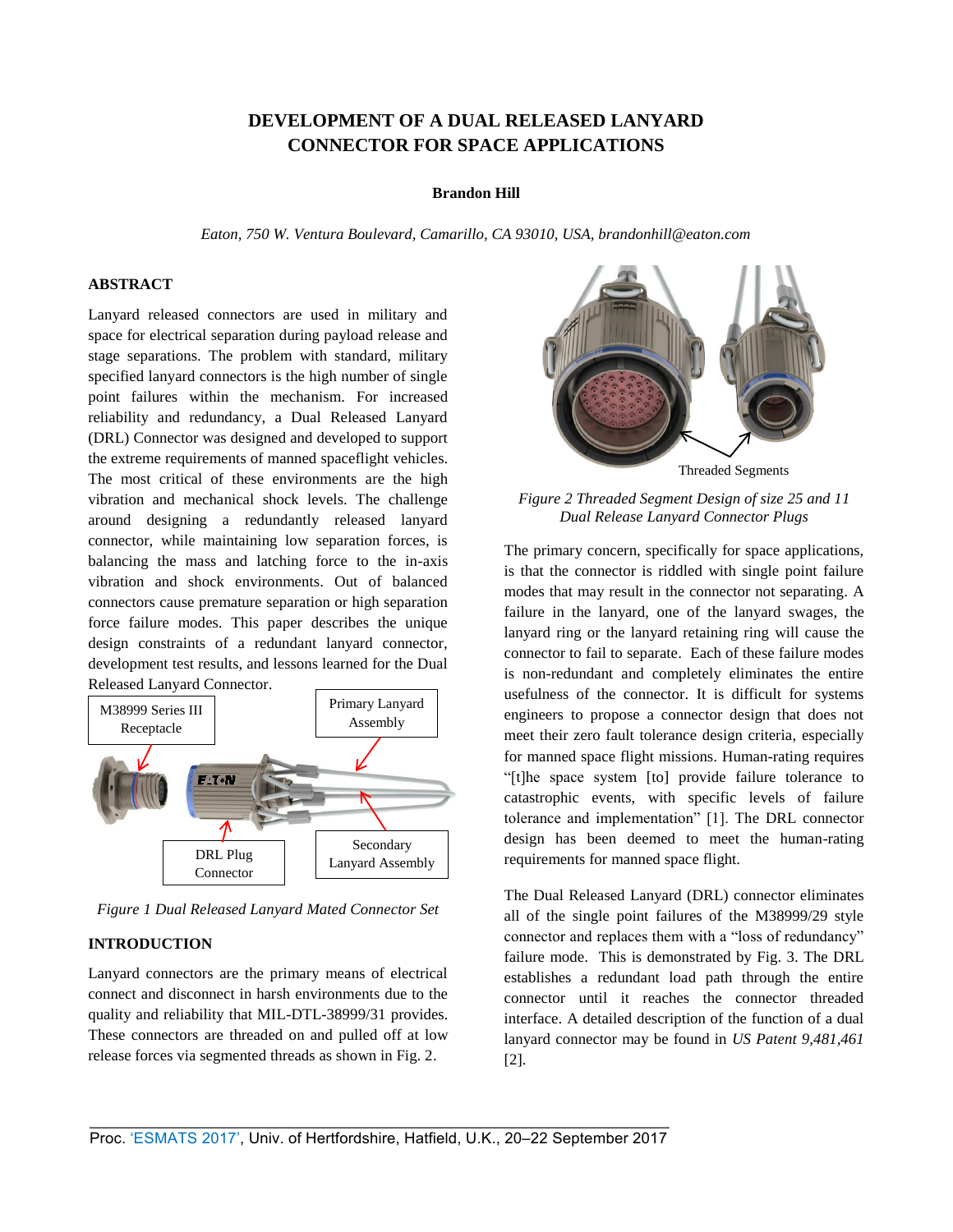# DEVELOPMENT OF A DUAL RELEASED LANYARD CONNECTOR FOR SPACE APPLICATIONS

**Brandon Hill**

*Eaton, 750 W. Ventura Boulevard, Camarillo, CA 93010, USA, brandonhill@eaton.com*

## ABSTRACT

Lanyard released connectors are used in military and space for electrical separation during payload release and stage separations. The problem with standard, military specified lanyard connectors is the high number of single point failures within the mechanism. For increased reliability and redundancy, a Dual Released Lanyard (DRL) Connector was designed and developed to support the extreme requirements of manned spaceflight vehicles. The most critical of these environments are the high vibration and mechanical shock levels. The challenge around designing a redundantly released lanyard connector, while maintaining low separation forces, is balancing the mass and latching force to the in-axis vibration and shock environments. Out of balanced connectors cause premature separation or high separation force failure modes. This paper describes the unique design constraints of a redundant lanyard connector, development test results, and lessons learned for the Dual Released Lanyard Connector.

M38999 Series III Receptacle

Primary Lanyard Assembly

DRL Plug Connector

Secondary Lanyard Assembly

*Figure 1 Dual Released Lanyard Mated Connector Set*

## INTRODUCTION

Lanyard connectors are the primary means of electrical connect and disconnect in harsh environments due to the quality and reliability that MIL-DTL-38999/31 provides. These connectors are threaded on and pulled off at low release forces via segmented threads as shown in Fig. 2.

Threaded Segments

*Figure 2 Threaded Segment Design of size 25 and 11 Dual Release Lanyard Connector Plugs*

The primary concern, specifically for space applications, is that the connector is riddled with single point failure modes that may result in the connector not separating. A failure in the lanyard, one of the lanyard swages, the lanyard ring or the lanyard retaining ring will cause the connector to fail to separate. Each of these failure modes is non-redundant and completely eliminates the entire usefulness of the connector. It is difficult for systems engineers to propose a connector design that does not meet their zero fault tolerance design criteria, especially for manned space flight missions. Human-rating requires "[t]he space system [to] provide failure tolerance to catastrophic events, with specific levels of failure tolerance and implementation" [1]. The DRL connector design has been deemed to meet the human-rating requirements for manned space flight.

The Dual Released Lanyard (DRL) connector eliminates all of the single point failures of the M38999/29 style connector and replaces them with a "loss of redundancy" failure mode. This is demonstrated by Fig. 3. The DRL establishes a redundant load path through the entire connector until it reaches the connector threaded interface. A detailed description of the function of a dual lanyard connector may be found in *US Patent 9,481,461* [2].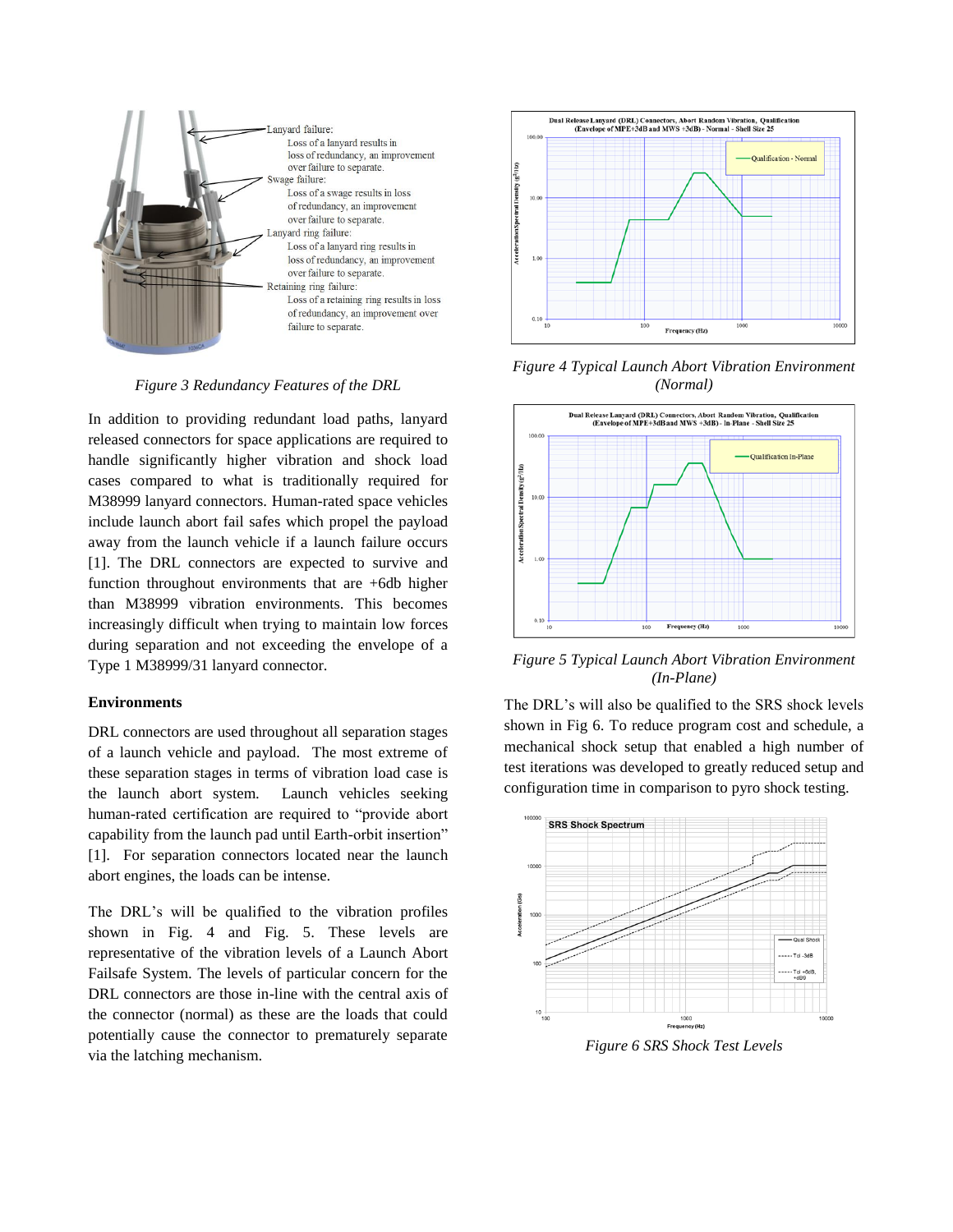Lanyard failure:
Loss of a lanyard results in loss of redundancy, an improvement over failure to separate.
Swage failure:
Loss of a swage results in loss of redundancy, an improvement over failure to separate.
Lanyard ring failure:
Loss of a lanyard ring results in loss of redundancy, an improvement over failure to separate.
Retaining ring failure:
Loss of a retaining ring results in loss of redundancy, an improvement over failure to separate.

*Figure 3 Redundancy Features of the DRL*

In addition to providing redundant load paths, lanyard released connectors for space applications are required to handle significantly higher vibration and shock load cases compared to what is traditionally required for M38999 lanyard connectors. Human-rated space vehicles include launch abort fail safes which propel the payload away from the launch vehicle if a launch failure occurs [1]. The DRL connectors are expected to survive and function throughout environments that are +6db higher than M38999 vibration environments. This becomes increasingly difficult when trying to maintain low forces during separation and not exceeding the envelope of a Type 1 M38999/31 lanyard connector.

**Environments**

DRL connectors are used throughout all separation stages of a launch vehicle and payload. The most extreme of these separation stages in terms of vibration load case is the launch abort system. Launch vehicles seeking human-rated certification are required to "provide abort capability from the launch pad until Earth-orbit insertion" [1]. For separation connectors located near the launch abort engines, the loads can be intense.

The DRL's will be qualified to the vibration profiles shown in Fig. 4 and Fig. 5. These levels are representative of the vibration levels of a Launch Abort Failsafe System. The levels of particular concern for the DRL connectors are those in-line with the central axis of the connector (normal) as these are the loads that could potentially cause the connector to prematurely separate via the latching mechanism.

*Figure 4 Typical Launch Abort Vibration Environment (Normal)*

*Figure 5 Typical Launch Abort Vibration Environment (In-Plane)*

The DRL's will also be qualified to the SRS shock levels shown in Fig 6. To reduce program cost and schedule, a mechanical shock setup that enabled a high number of test iterations was developed to greatly reduced setup and configuration time in comparison to pyro shock testing.

*Figure 6 SRS Shock Test Levels*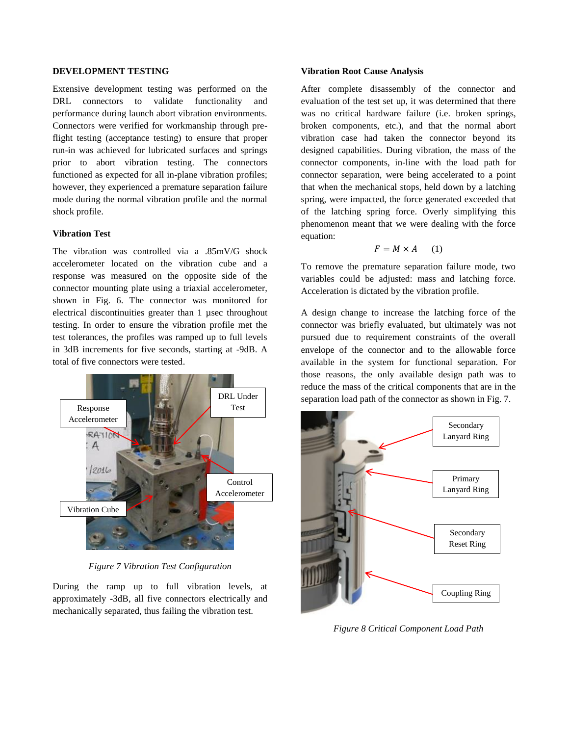## DEVELOPMENT TESTING

Extensive development testing was performed on the DRL connectors to validate functionality and performance during launch abort vibration environments. Connectors were verified for workmanship through pre-flight testing (acceptance testing) to ensure that proper run-in was achieved for lubricated surfaces and springs prior to abort vibration testing. The connectors functioned as expected for all in-plane vibration profiles; however, they experienced a premature separation failure mode during the normal vibration profile and the normal shock profile.

### Vibration Test

The vibration was controlled via a .85mV/G shock accelerometer located on the vibration cube and a response was measured on the opposite side of the connector mounting plate using a triaxial accelerometer, shown in Fig. 6. The connector was monitored for electrical discontinuities greater than 1 μsec throughout testing. In order to ensure the vibration profile met the test tolerances, the profiles was ramped up to full levels in 3dB increments for five seconds, starting at -9dB. A total of five connectors were tested.

*Figure 7 Vibration Test Configuration*

During the ramp up to full vibration levels, at approximately -3dB, all five connectors electrically and mechanically separated, thus failing the vibration test.

### Vibration Root Cause Analysis

After complete disassembly of the connector and evaluation of the test set up, it was determined that there was no critical hardware failure (i.e. broken springs, broken components, etc.), and that the normal abort vibration case had taken the connector beyond its designed capabilities. During vibration, the mass of the connector components, in-line with the load path for connector separation, were being accelerated to a point that when the mechanical stops, held down by a latching spring, were impacted, the force generated exceeded that of the latching spring force. Overly simplifying this phenomenon meant that we were dealing with the force equation:

$$F = M \times A \qquad (1)$$

To remove the premature separation failure mode, two variables could be adjusted: mass and latching force. Acceleration is dictated by the vibration profile.

A design change to increase the latching force of the connector was briefly evaluated, but ultimately was not pursued due to requirement constraints of the overall envelope of the connector and to the allowable force available in the system for functional separation. For those reasons, the only available design path was to reduce the mass of the critical components that are in the separation load path of the connector as shown in Fig. 7.

*Figure 8 Critical Component Load Path*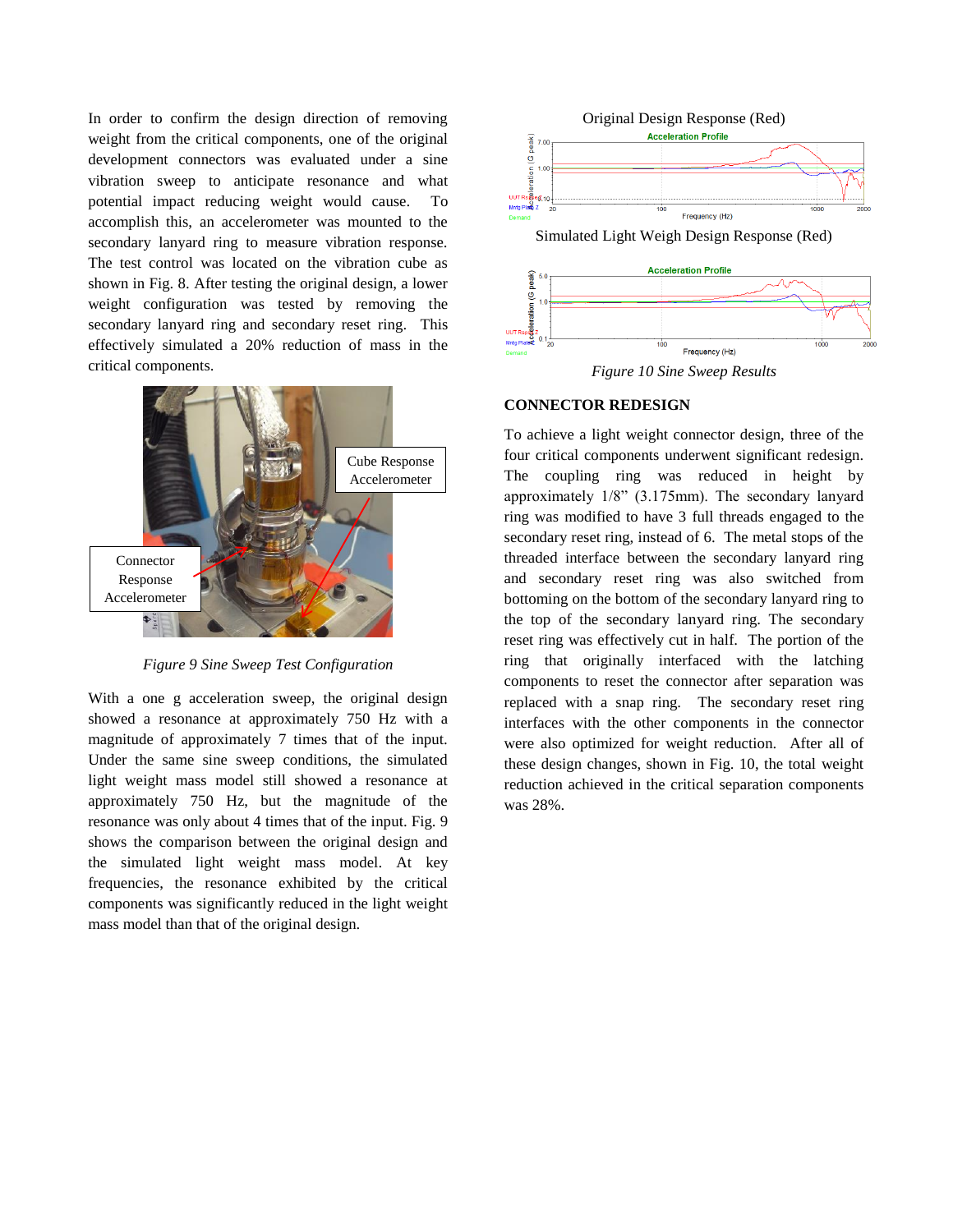In order to confirm the design direction of removing weight from the critical components, one of the original development connectors was evaluated under a sine vibration sweep to anticipate resonance and what potential impact reducing weight would cause. To accomplish this, an accelerometer was mounted to the secondary lanyard ring to measure vibration response. The test control was located on the vibration cube as shown in Fig. 8. After testing the original design, a lower weight configuration was tested by removing the secondary lanyard ring and secondary reset ring. This effectively simulated a 20% reduction of mass in the critical components.

Cube Response Accelerometer

Connector Response Accelerometer

*Figure 9 Sine Sweep Test Configuration*

With a one g acceleration sweep, the original design showed a resonance at approximately 750 Hz with a magnitude of approximately 7 times that of the input. Under the same sine sweep conditions, the simulated light weight mass model still showed a resonance at approximately 750 Hz, but the magnitude of the resonance was only about 4 times that of the input. Fig. 9 shows the comparison between the original design and the simulated light weight mass model. At key frequencies, the resonance exhibited by the critical components was significantly reduced in the light weight mass model than that of the original design.

Original Design Response (Red)

Simulated Light Weigh Design Response (Red)

*Figure 10 Sine Sweep Results*

## CONNECTOR REDESIGN

To achieve a light weight connector design, three of the four critical components underwent significant redesign. The coupling ring was reduced in height by approximately 1/8" (3.175mm). The secondary lanyard ring was modified to have 3 full threads engaged to the secondary reset ring, instead of 6. The metal stops of the threaded interface between the secondary lanyard ring and secondary reset ring was also switched from bottoming on the bottom of the secondary lanyard ring to the top of the secondary lanyard ring. The secondary reset ring was effectively cut in half. The portion of the ring that originally interfaced with the latching components to reset the connector after separation was replaced with a snap ring. The secondary reset ring interfaces with the other components in the connector were also optimized for weight reduction. After all of these design changes, shown in Fig. 10, the total weight reduction achieved in the critical separation components was 28%.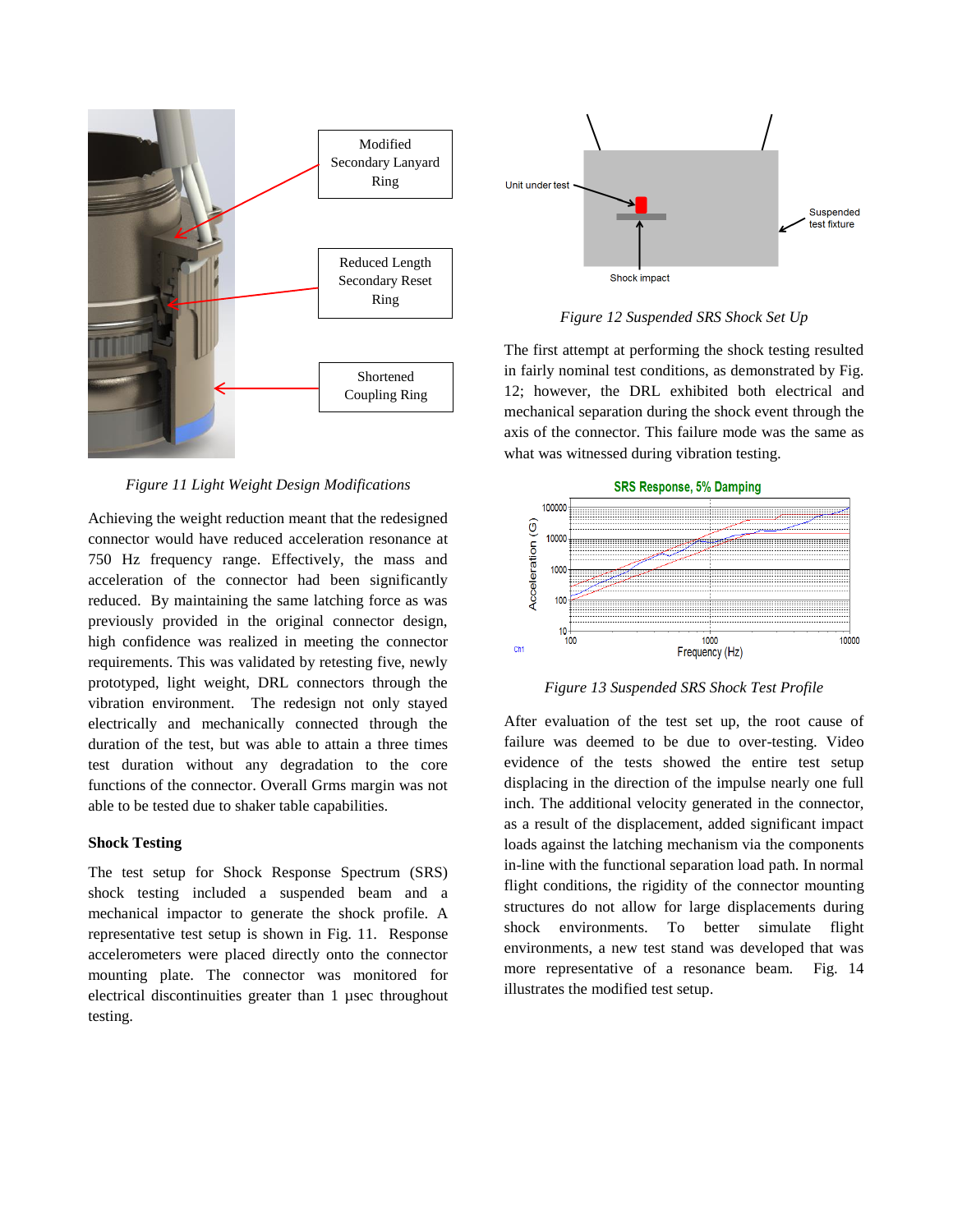Modified Secondary Lanyard Ring

Reduced Length Secondary Reset Ring

Shortened Coupling Ring

*Figure 11 Light Weight Design Modifications*

Achieving the weight reduction meant that the redesigned connector would have reduced acceleration resonance at 750 Hz frequency range. Effectively, the mass and acceleration of the connector had been significantly reduced. By maintaining the same latching force as was previously provided in the original connector design, high confidence was realized in meeting the connector requirements. This was validated by retesting five, newly prototyped, light weight, DRL connectors through the vibration environment. The redesign not only stayed electrically and mechanically connected through the duration of the test, but was able to attain a three times test duration without any degradation to the core functions of the connector. Overall Grms margin was not able to be tested due to shaker table capabilities.

**Shock Testing**

The test setup for Shock Response Spectrum (SRS) shock testing included a suspended beam and a mechanical impactor to generate the shock profile. A representative test setup is shown in Fig. 11. Response accelerometers were placed directly onto the connector mounting plate. The connector was monitored for electrical discontinuities greater than 1 µsec throughout testing.

Unit under test

Suspended test fixture

Shock impact

*Figure 12 Suspended SRS Shock Set Up*

The first attempt at performing the shock testing resulted in fairly nominal test conditions, as demonstrated by Fig. 12; however, the DRL exhibited both electrical and mechanical separation during the shock event through the axis of the connector. This failure mode was the same as what was witnessed during vibration testing.

SRS Response, 5% Damping

*Figure 13 Suspended SRS Shock Test Profile*

After evaluation of the test set up, the root cause of failure was deemed to be due to over-testing. Video evidence of the tests showed the entire test setup displacing in the direction of the impulse nearly one full inch. The additional velocity generated in the connector, as a result of the displacement, added significant impact loads against the latching mechanism via the components in-line with the functional separation load path. In normal flight conditions, the rigidity of the connector mounting structures do not allow for large displacements during shock environments. To better simulate flight environments, a new test stand was developed that was more representative of a resonance beam. Fig. 14 illustrates the modified test setup.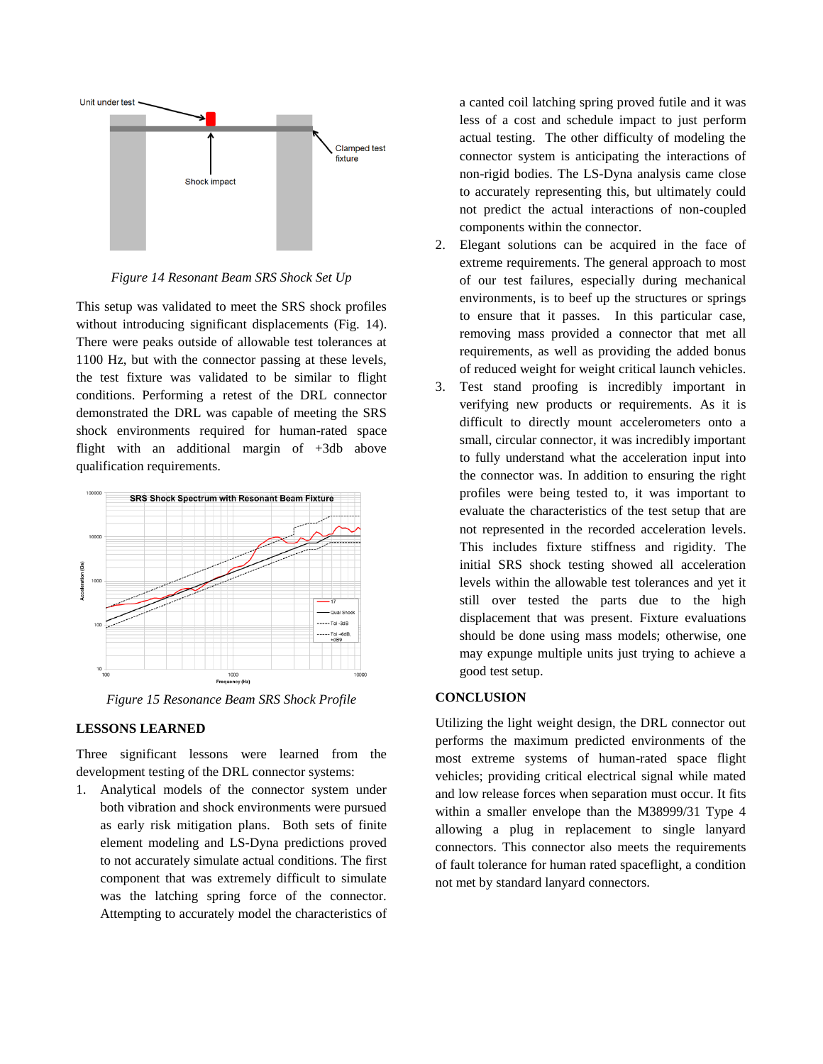Figure 14 Resonant Beam SRS Shock Set Up

This setup was validated to meet the SRS shock profiles without introducing significant displacements (Fig. 14). There were peaks outside of allowable test tolerances at 1100 Hz, but with the connector passing at these levels, the test fixture was validated to be similar to flight conditions. Performing a retest of the DRL connector demonstrated the DRL was capable of meeting the SRS shock environments required for human-rated space flight with an additional margin of +3db above qualification requirements.

*Figure 15 Resonance Beam SRS Shock Profile*

## LESSONS LEARNED

Three significant lessons were learned from the development testing of the DRL connector systems:

1. Analytical models of the connector system under both vibration and shock environments were pursued as early risk mitigation plans. Both sets of finite element modeling and LS-Dyna predictions proved to not accurately simulate actual conditions. The first component that was extremely difficult to simulate was the latching spring force of the connector. Attempting to accurately model the characteristics of a canted coil latching spring proved futile and it was less of a cost and schedule impact to just perform actual testing. The other difficulty of modeling the connector system is anticipating the interactions of non-rigid bodies. The LS-Dyna analysis came close to accurately representing this, but ultimately could not predict the actual interactions of non-coupled components within the connector.
2. Elegant solutions can be acquired in the face of extreme requirements. The general approach to most of our test failures, especially during mechanical environments, is to beef up the structures or springs to ensure that it passes. In this particular case, removing mass provided a connector that met all requirements, as well as providing the added bonus of reduced weight for weight critical launch vehicles.
3. Test stand proofing is incredibly important in verifying new products or requirements. As it is difficult to directly mount accelerometers onto a small, circular connector, it was incredibly important to fully understand what the acceleration input into the connector was. In addition to ensuring the right profiles were being tested to, it was important to evaluate the characteristics of the test setup that are not represented in the recorded acceleration levels. This includes fixture stiffness and rigidity. The initial SRS shock testing showed all acceleration levels within the allowable test tolerances and yet it still over tested the parts due to the high displacement that was present. Fixture evaluations should be done using mass models; otherwise, one may expunge multiple units just trying to achieve a good test setup.

## CONCLUSION

Utilizing the light weight design, the DRL connector out performs the maximum predicted environments of the most extreme systems of human-rated space flight vehicles; providing critical electrical signal while mated and low release forces when separation must occur. It fits within a smaller envelope than the M38999/31 Type 4 allowing a plug in replacement to single lanyard connectors. This connector also meets the requirements of fault tolerance for human rated spaceflight, a condition not met by standard lanyard connectors.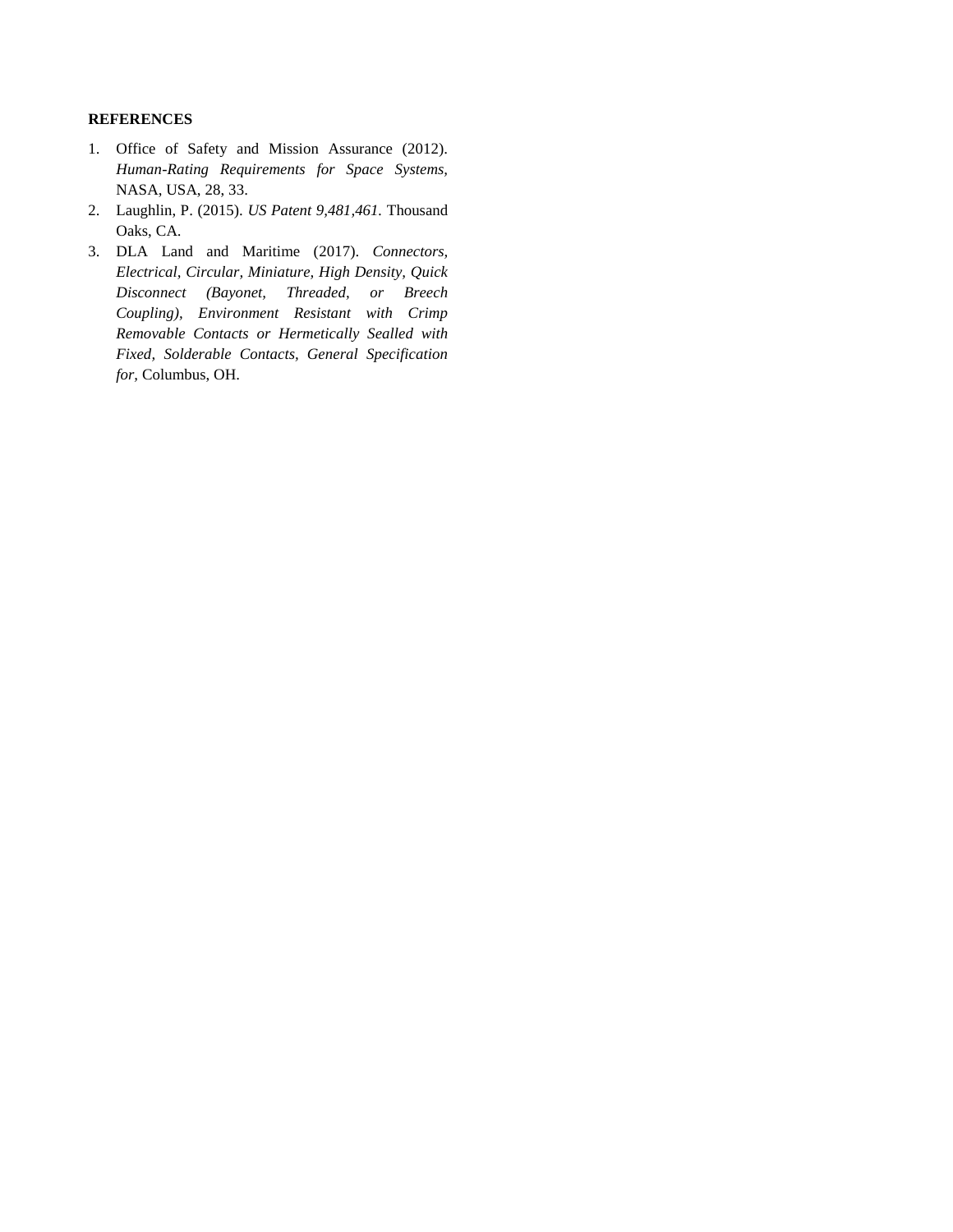**REFERENCES**

1. Office of Safety and Mission Assurance (2012). *Human-Rating Requirements for Space Systems,* NASA, USA, 28, 33.
2. Laughlin, P. (2015). *US Patent 9,481,461.* Thousand Oaks, CA.
3. DLA Land and Maritime (2017). *Connectors, Electrical, Circular, Miniature, High Density, Quick Disconnect (Bayonet, Threaded, or Breech Coupling), Environment Resistant with Crimp Removable Contacts or Hermetically Sealled with Fixed, Solderable Contacts, General Specification for*, Columbus, OH.